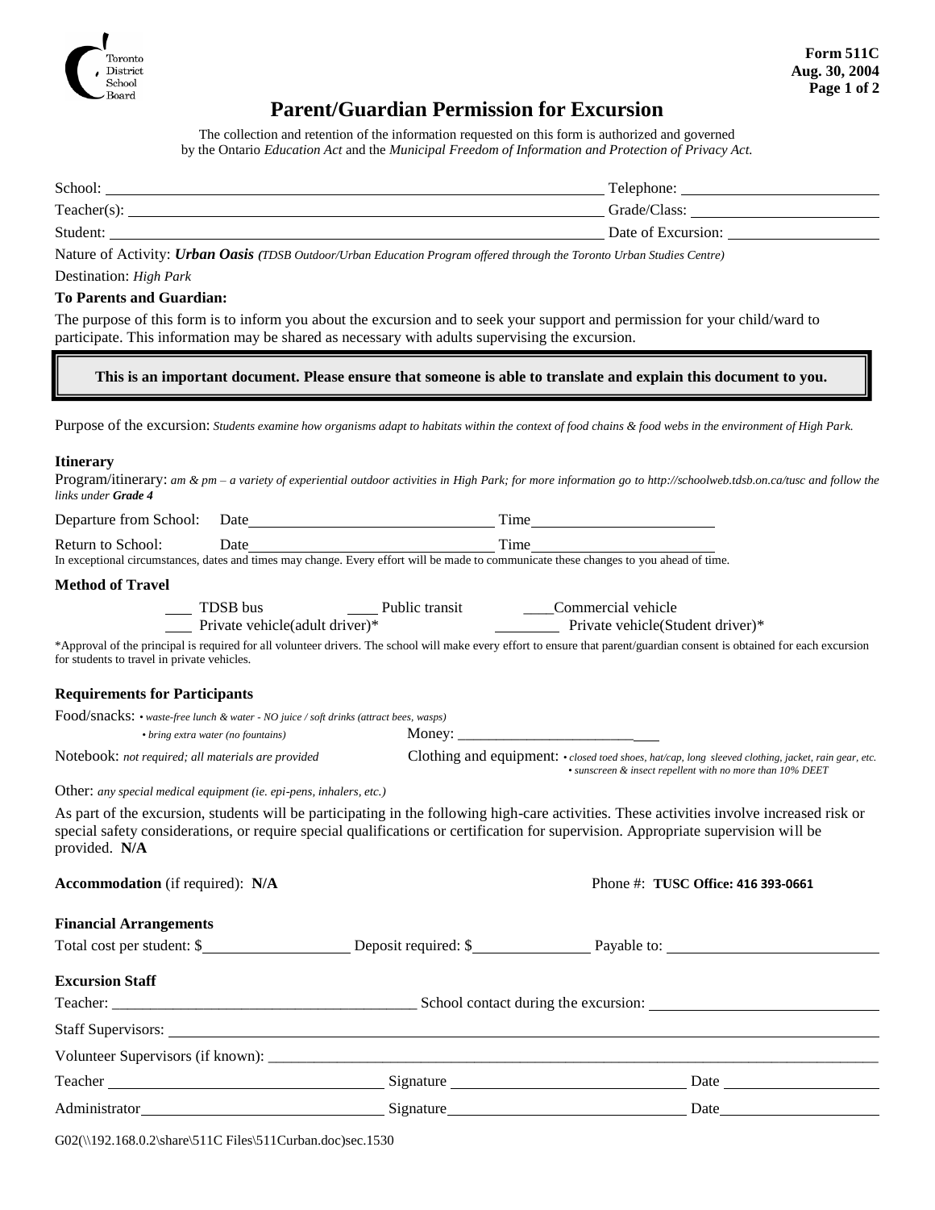Toronto District School Board

**Form 511C**
**Aug. 30, 2004**

# Parent/Guardian Permission for Excursion

The collection and retention of the information requested on this form is authorized and governed by the Ontario *Education Act* and the *Municipal Freedom of Information and Protection of Privacy Act.*

School: ______________________________ Telephone: ______________

Teacher(s): ______________________________ Grade/Class: ______________

Student: ______________________________ Date of Excursion: ______________

Nature of Activity: ***Urban Oasis*** *(TDSB Outdoor/Urban Education Program offered through the Toronto Urban Studies Centre)*

Destination: *High Park*

**To Parents and Guardian:**

The purpose of this form is to inform you about the excursion and to seek your support and permission for your child/ward to participate. This information may be shared as necessary with adults supervising the excursion.

> **This is an important document. Please ensure that someone is able to translate and explain this document to you.**

Purpose of the excursion: *Students examine how organisms adapt to habitats within the context of food chains & food webs in the environment of High Park.*

### Itinerary

Program/itinerary: *am & pm – a variety of experiential outdoor activities in High Park; for more information go to http://schoolweb.tdsb.on.ca/tusc and follow the links under **Grade 4***

Departure from School: Date ______________ Time ______________

Return to School: Date ______________ Time ______________

In exceptional circumstances, dates and times may change. Every effort will be made to communicate these changes to you ahead of time.

### Method of Travel

___ TDSB bus ___ Public transit ___ Commercial vehicle

___ Private vehicle(adult driver)* ___ Private vehicle(Student driver)*

*Approval of the principal is required for all volunteer drivers. The school will make every effort to ensure that parent/guardian consent is obtained for each excursion for students to travel in private vehicles.

### Requirements for Participants

Food/snacks: *• waste-free lunch & water - NO juice / soft drinks (attract bees, wasps)*
*• bring extra water (no fountains)*

Money: ______________

Notebook: *not required; all materials are provided*

Clothing and equipment: *• closed toed shoes, hat/cap, long sleeved clothing, jacket, rain gear, etc.*
*• sunscreen & insect repellent with no more than 10% DEET*

Other: *any special medical equipment (ie. epi-pens, inhalers, etc.)*

As part of the excursion, students will be participating in the following high-care activities. These activities involve increased risk or special safety considerations, or require special qualifications or certification for supervision. Appropriate supervision will be provided. **N/A**

**Accommodation** (if required): **N/A** Phone #: **TUSC Office: 416 393-0661**

### Financial Arrangements

Total cost per student: $__________ Deposit required: $__________ Payable to: ______________

### Excursion Staff

Teacher: ______________ School contact during the excursion: ______________

Staff Supervisors: ______________________________

Volunteer Supervisors (if known): ______________________________

Teacher ______________ Signature ______________ Date ______________

Administrator ______________ Signature ______________ Date ______________

G02(\\192.168.0.2\share\511C Files\511Curban.doc)sec.1530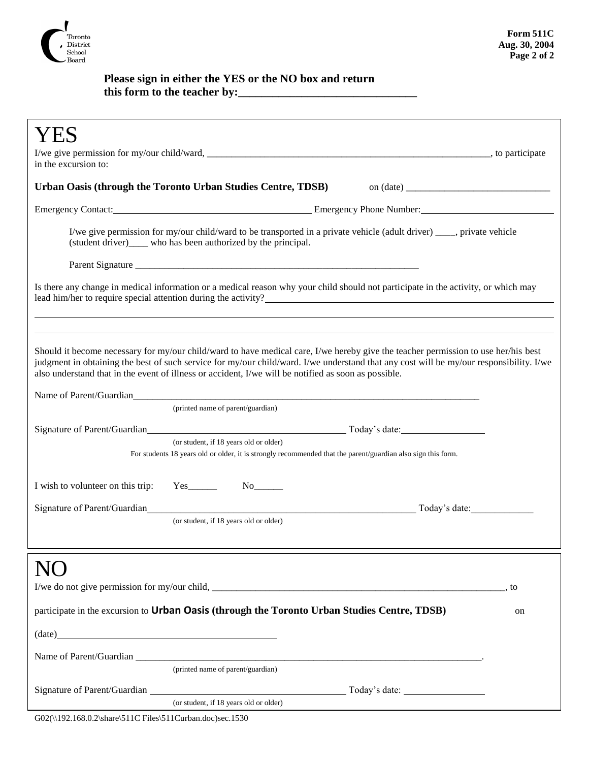Toronto District School Board

**Form 511C**
**Aug. 30, 2004**

**Please sign in either the YES or the NO box and return this form to the teacher by:______________________________**

# YES

I/we give permission for my/our child/ward, ____________________________________________________________, to participate in the excursion to:

**Urban Oasis (through the Toronto Urban Studies Centre, TDSB)** on (date) ______________________________

Emergency Contact:________________________________________ Emergency Phone Number:__________________________

I/we give permission for my/our child/ward to be transported in a private vehicle (adult driver) ____, private vehicle (student driver)____ who has been authorized by the principal.

Parent Signature ____________________________________________________________

Is there any change in medical information or a medical reason why your child should not participate in the activity, or which may lead him/her to require special attention during the activity?________________________________________________________________

________________________________________________________________________________________________

________________________________________________________________________________________________

Should it become necessary for my/our child/ward to have medical care, I/we hereby give the teacher permission to use her/his best judgment in obtaining the best of such service for my/our child/ward. I/we understand that any cost will be my/our responsibility. I/we also understand that in the event of illness or accident, I/we will be notified as soon as possible.

Name of Parent/Guardian____________________________________________________________________________
(printed name of parent/guardian)

Signature of Parent/Guardian________________________________________ Today's date:________________
(or student, if 18 years old or older)
For students 18 years old or older, it is strongly recommended that the parent/guardian also sign this form.

I wish to volunteer on this trip: Yes______ No______

Signature of Parent/Guardian__________________________________________________________ Today's date:_____________
(or student, if 18 years old or older)

# NO

I/we do not give permission for my/our child, ______________________________________________________________, to participate in the excursion to **Urban Oasis (through the Toronto Urban Studies Centre, TDSB)** on

(date)____________________________________________

Name of Parent/Guardian __________________________________________________________________________.
(printed name of parent/guardian)

Signature of Parent/Guardian ________________________________________ Today's date: ________________
(or student, if 18 years old or older)

G02(\\192.168.0.2\share\511C Files\511Curban.doc)sec.1530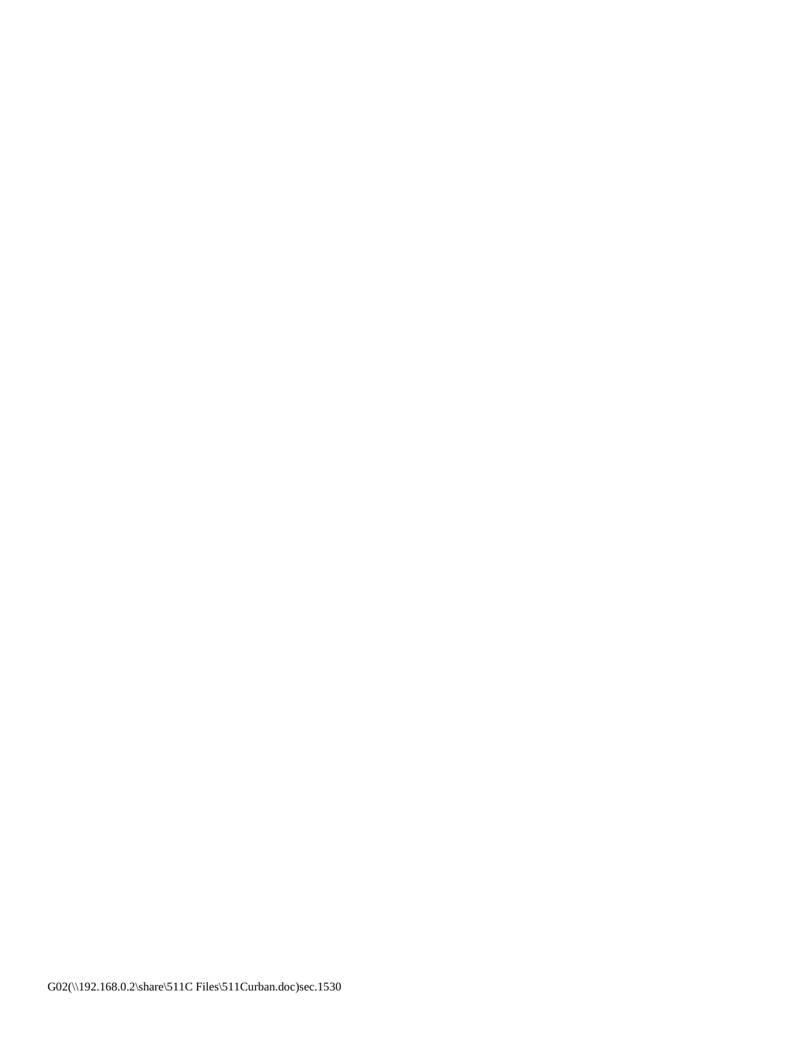G02(\\192.168.0.2\share\511C Files\511Curban.doc)sec.1530